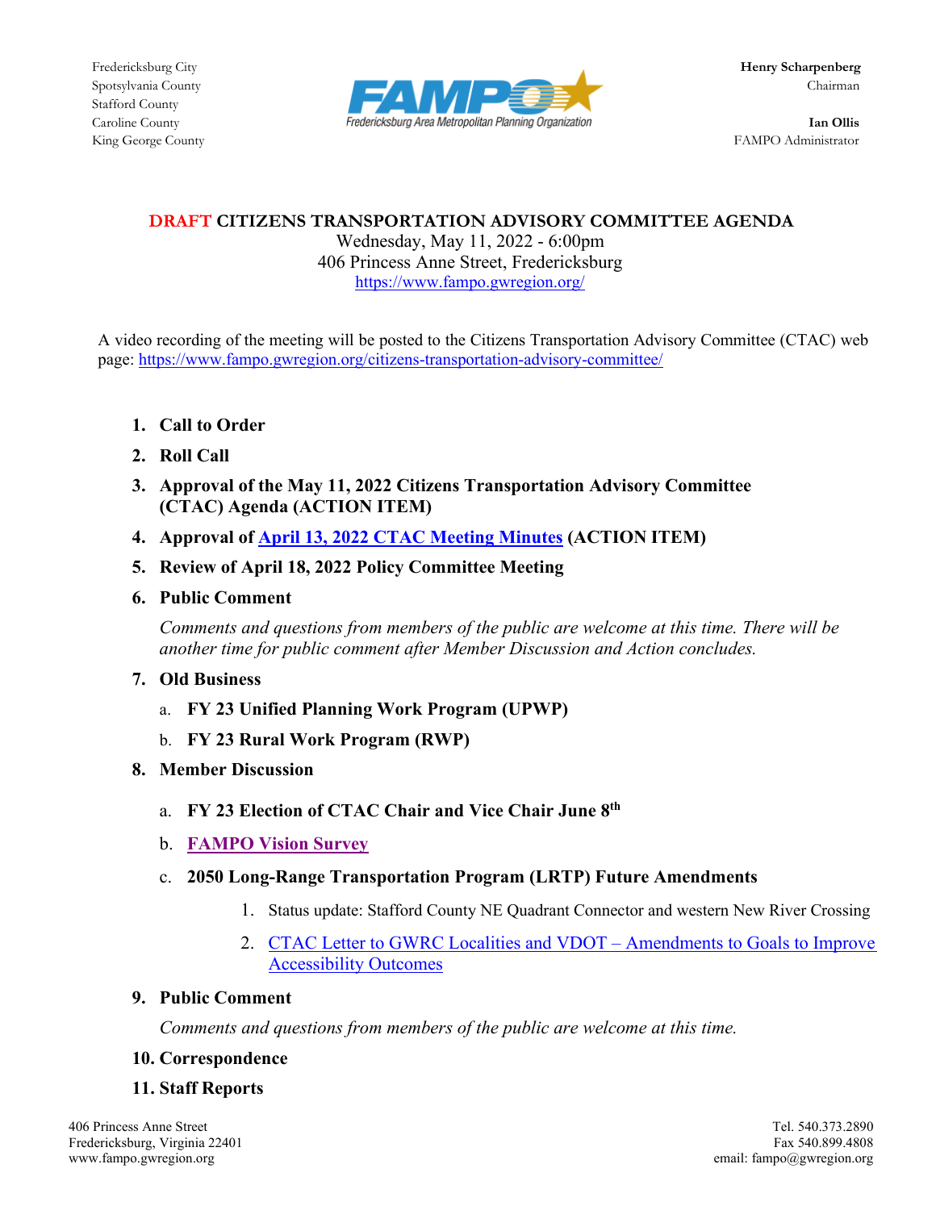Fredericksburg City
Spotsylvania County
Stafford County
Caroline County
King George County

**Henry Scharpenberg**
Chairman

**Ian Ollis**
FAMPO Administrator

# DRAFT CITIZENS TRANSPORTATION ADVISORY COMMITTEE AGENDA

Wednesday, May 11, 2022 - 6:00pm
406 Princess Anne Street, Fredericksburg
https://www.fampo.gwregion.org/

A video recording of the meeting will be posted to the Citizens Transportation Advisory Committee (CTAC) web page: https://www.fampo.gwregion.org/citizens-transportation-advisory-committee/

1. **Call to Order**
2. **Roll Call**
3. **Approval of the May 11, 2022 Citizens Transportation Advisory Committee (CTAC) Agenda (ACTION ITEM)**
4. **Approval of April 13, 2022 CTAC Meeting Minutes (ACTION ITEM)**
5. **Review of April 18, 2022 Policy Committee Meeting**
6. **Public Comment**

   *Comments and questions from members of the public are welcome at this time. There will be another time for public comment after Member Discussion and Action concludes.*

7. **Old Business**
   a. **FY 23 Unified Planning Work Program (UPWP)**
   b. **FY 23 Rural Work Program (RWP)**
8. **Member Discussion**
   a. **FY 23 Election of CTAC Chair and Vice Chair June 8th**
   b. **FAMPO Vision Survey**
   c. **2050 Long-Range Transportation Program (LRTP) Future Amendments**
      1. Status update: Stafford County NE Quadrant Connector and western New River Crossing
      2. CTAC Letter to GWRC Localities and VDOT – Amendments to Goals to Improve Accessibility Outcomes
9. **Public Comment**

   *Comments and questions from members of the public are welcome at this time.*

10. **Correspondence**
11. **Staff Reports**

406 Princess Anne Street
Fredericksburg, Virginia 22401
www.fampo.gwregion.org

Tel. 540.373.2890
Fax 540.899.4808
email: fampo@gwregion.org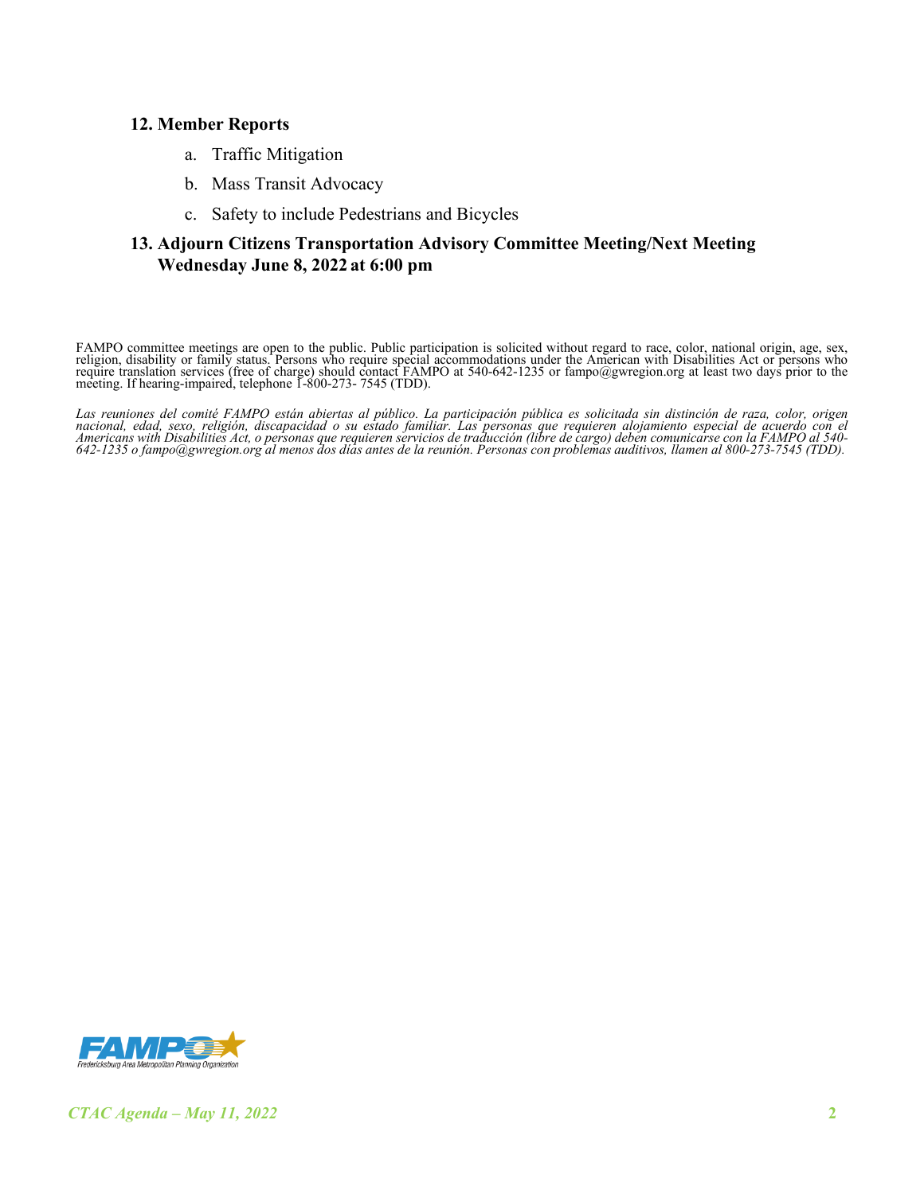**12. Member Reports**

a. Traffic Mitigation

b. Mass Transit Advocacy

c. Safety to include Pedestrians and Bicycles

**13. Adjourn Citizens Transportation Advisory Committee Meeting/Next Meeting Wednesday June 8, 2022 at 6:00 pm**

FAMPO committee meetings are open to the public. Public participation is solicited without regard to race, color, national origin, age, sex, religion, disability or family status. Persons who require special accommodations under the American with Disabilities Act or persons who require translation services (free of charge) should contact FAMPO at 540-642-1235 or fampo@gwregion.org at least two days prior to the meeting. If hearing-impaired, telephone 1-800-273- 7545 (TDD).

*Las reuniones del comité FAMPO están abiertas al público. La participación pública es solicitada sin distinción de raza, color, origen nacional, edad, sexo, religión, discapacidad o su estado familiar. Las personas que requieren alojamiento especial de acuerdo con el Americans with Disabilities Act, o personas que requieren servicios de traducción (libre de cargo) deben comunicarse con la FAMPO al 540-642-1235 o fampo@gwregion.org al menos dos días antes de la reunión. Personas con problemas auditivos, llamen al 800-273-7545 (TDD).*